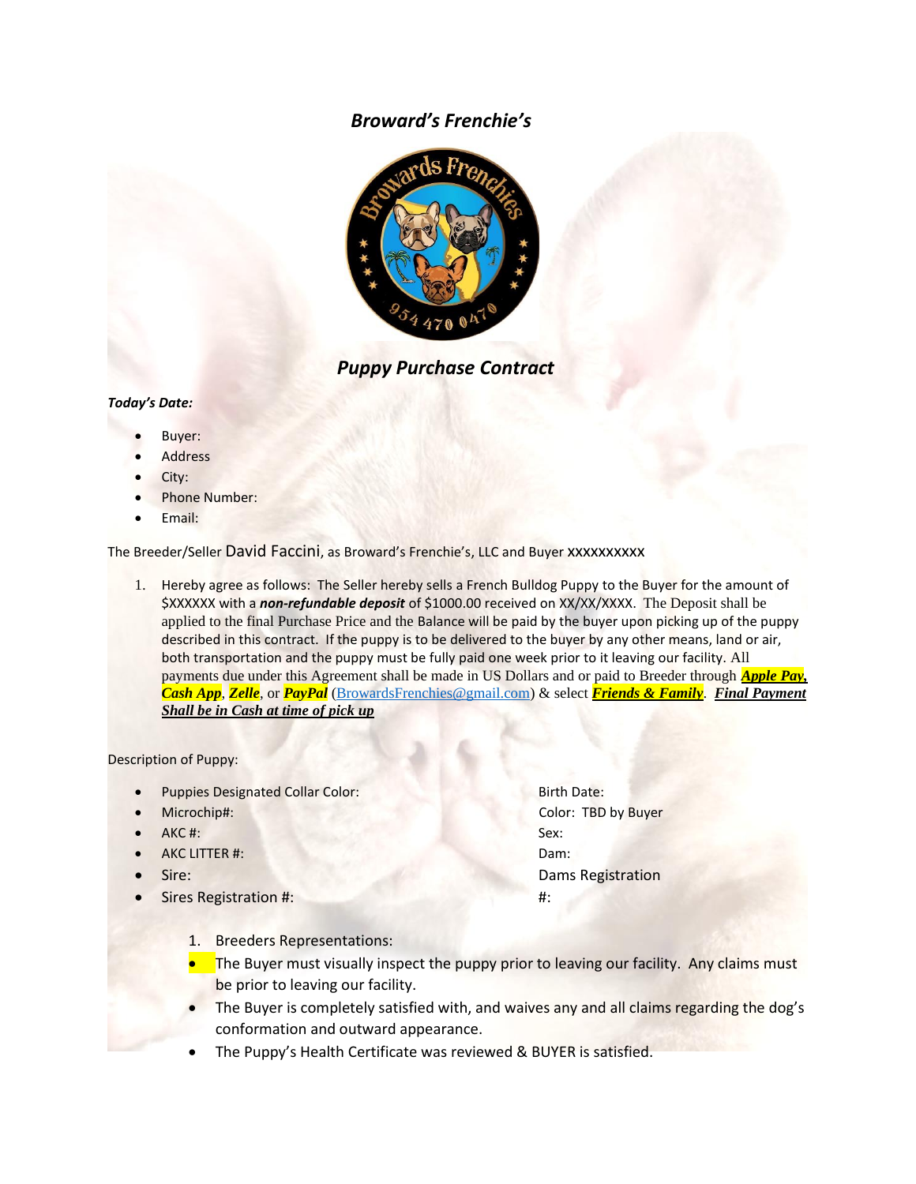# *Broward's Frenchie's*

## *Puppy Purchase Contract*

***Today's Date:***

- Buyer:
- Address
- City:
- Phone Number:
- Email:

The Breeder/Seller David Faccini, as Broward's Frenchie's, LLC and Buyer xxxxxxxxxx

1. Hereby agree as follows: The Seller hereby sells a French Bulldog Puppy to the Buyer for the amount of $XXXXXX with a ***non-refundable deposit*** of $1000.00 received on XX/XX/XXXX. The Deposit shall be applied to the final Purchase Price and the Balance will be paid by the buyer upon picking up of the puppy described in this contract. If the puppy is to be delivered to the buyer by any other means, land or air, both transportation and the puppy must be fully paid one week prior to it leaving our facility. All payments due under this Agreement shall be made in US Dollars and or paid to Breeder through ***Apple Pay, Cash App***, ***Zelle***, or ***PayPal*** (BrowardsFrenchies@gmail.com) & select ***Friends & Family***. ***Final Payment Shall be in Cash at time of pick up***

Description of Puppy:

- Puppies Designated Collar Color:
- Microchip#:
- AKC #:
- AKC LITTER #:
- Sire:
- Sires Registration #:
- Birth Date:
- Color: TBD by Buyer
- Sex:
- Dam:
- Dams Registration #:

1. Breeders Representations:
   - The Buyer must visually inspect the puppy prior to leaving our facility. Any claims must be prior to leaving our facility.
   - The Buyer is completely satisfied with, and waives any and all claims regarding the dog's conformation and outward appearance.
   - The Puppy's Health Certificate was reviewed & BUYER is satisfied.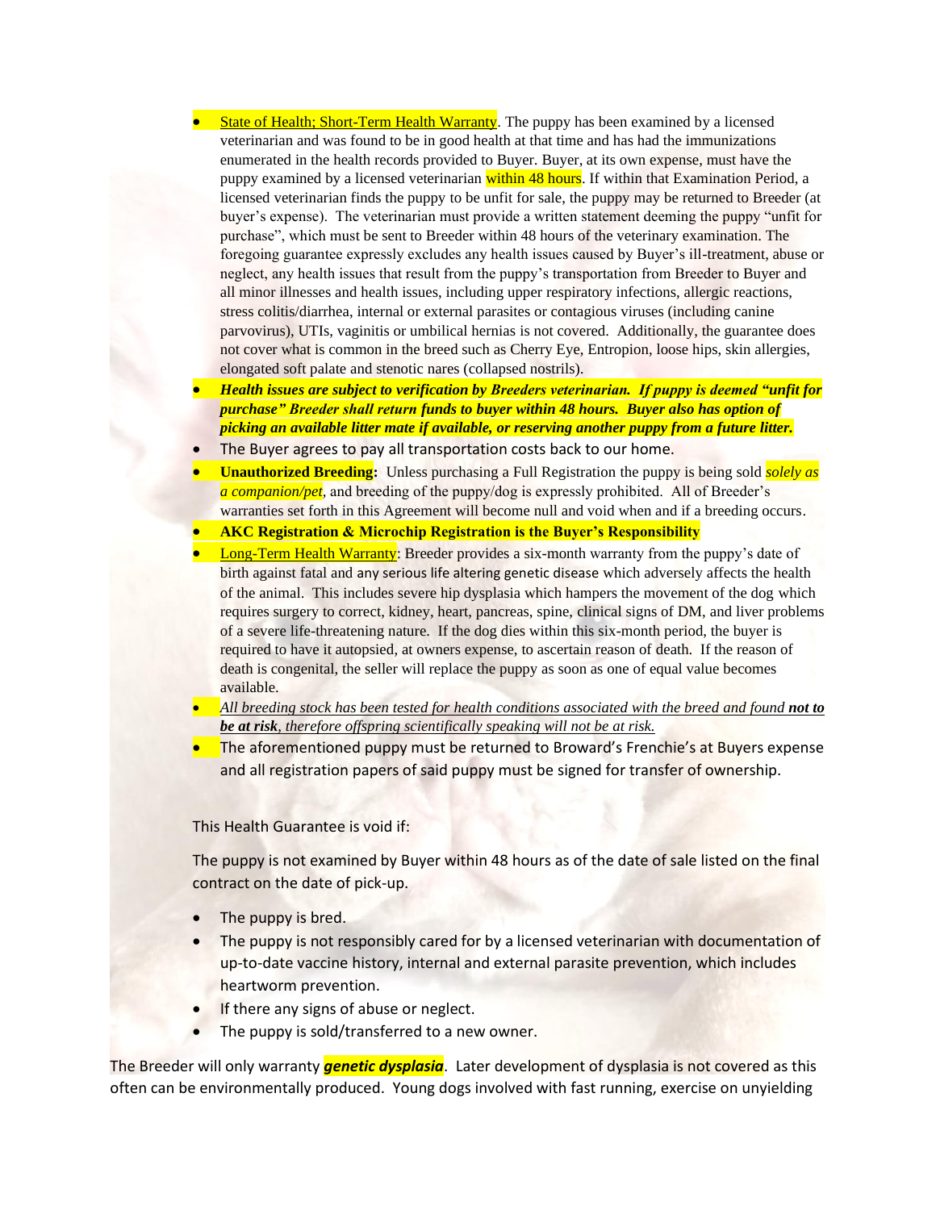- <u>State of Health; Short-Term Health Warranty</u>. The puppy has been examined by a licensed veterinarian and was found to be in good health at that time and has had the immunizations enumerated in the health records provided to Buyer. Buyer, at its own expense, must have the puppy examined by a licensed veterinarian within 48 hours. If within that Examination Period, a licensed veterinarian finds the puppy to be unfit for sale, the puppy may be returned to Breeder (at buyer's expense). The veterinarian must provide a written statement deeming the puppy "unfit for purchase", which must be sent to Breeder within 48 hours of the veterinary examination. The foregoing guarantee expressly excludes any health issues caused by Buyer's ill-treatment, abuse or neglect, any health issues that result from the puppy's transportation from Breeder to Buyer and all minor illnesses and health issues, including upper respiratory infections, allergic reactions, stress colitis/diarrhea, internal or external parasites or contagious viruses (including canine parvovirus), UTIs, vaginitis or umbilical hernias is not covered. Additionally, the guarantee does not cover what is common in the breed such as Cherry Eye, Entropion, loose hips, skin allergies, elongated soft palate and stenotic nares (collapsed nostrils).
- ***Health issues are subject to verification by Breeders veterinarian. If puppy is deemed "unfit for purchase" Breeder shall return funds to buyer within 48 hours. Buyer also has option of picking an available litter mate if available, or reserving another puppy from a future litter.***
- The Buyer agrees to pay all transportation costs back to our home.
- **Unauthorized Breeding:** Unless purchasing a Full Registration the puppy is being sold *solely as a companion/pet*, and breeding of the puppy/dog is expressly prohibited. All of Breeder's warranties set forth in this Agreement will become null and void when and if a breeding occurs.
- **AKC Registration & Microchip Registration is the Buyer's Responsibility**
- <u>Long-Term Health Warranty</u>: Breeder provides a six-month warranty from the puppy's date of birth against fatal and any serious life altering genetic disease which adversely affects the health of the animal. This includes severe hip dysplasia which hampers the movement of the dog which requires surgery to correct, kidney, heart, pancreas, spine, clinical signs of DM, and liver problems of a severe life-threatening nature. If the dog dies within this six-month period, the buyer is required to have it autopsied, at owners expense, to ascertain reason of death. If the reason of death is congenital, the seller will replace the puppy as soon as one of equal value becomes available.
- <u>*All breeding stock has been tested for health conditions associated with the breed and found **not to be at risk**, therefore offspring scientifically speaking will not be at risk.*</u>
- The aforementioned puppy must be returned to Broward's Frenchie's at Buyers expense and all registration papers of said puppy must be signed for transfer of ownership.

This Health Guarantee is void if:

The puppy is not examined by Buyer within 48 hours as of the date of sale listed on the final contract on the date of pick-up.

- The puppy is bred.
- The puppy is not responsibly cared for by a licensed veterinarian with documentation of up-to-date vaccine history, internal and external parasite prevention, which includes heartworm prevention.
- If there any signs of abuse or neglect.
- The puppy is sold/transferred to a new owner.

The Breeder will only warranty ***genetic dysplasia***. Later development of dysplasia is not covered as this often can be environmentally produced. Young dogs involved with fast running, exercise on unyielding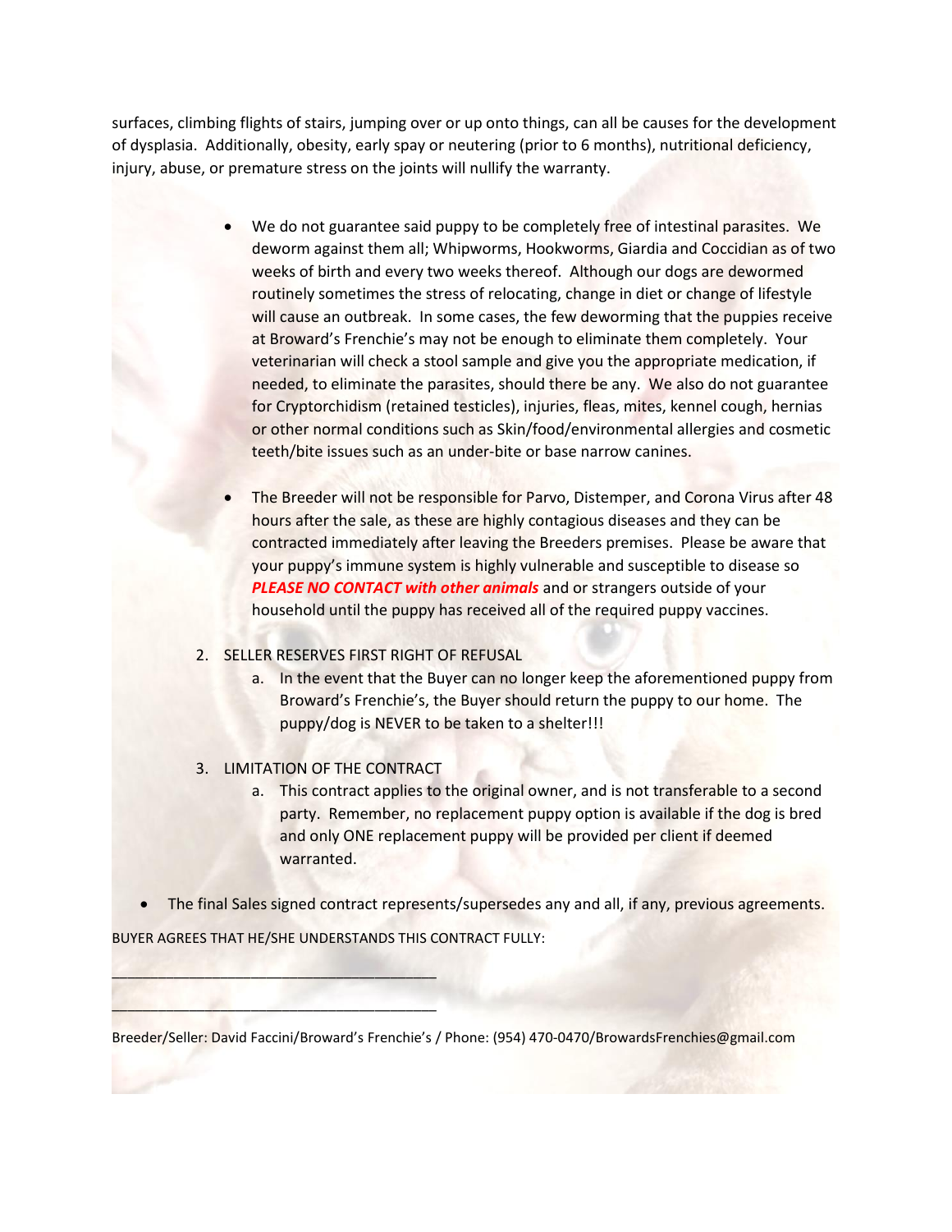surfaces, climbing flights of stairs, jumping over or up onto things, can all be causes for the development of dysplasia. Additionally, obesity, early spay or neutering (prior to 6 months), nutritional deficiency, injury, abuse, or premature stress on the joints will nullify the warranty.

- We do not guarantee said puppy to be completely free of intestinal parasites. We deworm against them all; Whipworms, Hookworms, Giardia and Coccidian as of two weeks of birth and every two weeks thereof. Although our dogs are dewormed routinely sometimes the stress of relocating, change in diet or change of lifestyle will cause an outbreak. In some cases, the few deworming that the puppies receive at Broward's Frenchie's may not be enough to eliminate them completely. Your veterinarian will check a stool sample and give you the appropriate medication, if needed, to eliminate the parasites, should there be any. We also do not guarantee for Cryptorchidism (retained testicles), injuries, fleas, mites, kennel cough, hernias or other normal conditions such as Skin/food/environmental allergies and cosmetic teeth/bite issues such as an under-bite or base narrow canines.

- The Breeder will not be responsible for Parvo, Distemper, and Corona Virus after 48 hours after the sale, as these are highly contagious diseases and they can be contracted immediately after leaving the Breeders premises. Please be aware that your puppy's immune system is highly vulnerable and susceptible to disease so ***PLEASE NO CONTACT with other animals*** and or strangers outside of your household until the puppy has received all of the required puppy vaccines.

2. SELLER RESERVES FIRST RIGHT OF REFUSAL
   a. In the event that the Buyer can no longer keep the aforementioned puppy from Broward's Frenchie's, the Buyer should return the puppy to our home. The puppy/dog is NEVER to be taken to a shelter!!!

3. LIMITATION OF THE CONTRACT
   a. This contract applies to the original owner, and is not transferable to a second party. Remember, no replacement puppy option is available if the dog is bred and only ONE replacement puppy will be provided per client if deemed warranted.

- The final Sales signed contract represents/supersedes any and all, if any, previous agreements.

BUYER AGREES THAT HE/SHE UNDERSTANDS THIS CONTRACT FULLY:

\_\_\_\_\_\_\_\_\_\_\_\_\_\_\_\_\_\_\_\_\_\_\_\_\_\_\_\_\_\_\_\_\_\_\_\_\_\_\_\_

\_\_\_\_\_\_\_\_\_\_\_\_\_\_\_\_\_\_\_\_\_\_\_\_\_\_\_\_\_\_\_\_\_\_\_\_\_\_\_\_

Breeder/Seller: David Faccini/Broward's Frenchie's / Phone: (954) 470-0470/BrowardsFrenchies@gmail.com